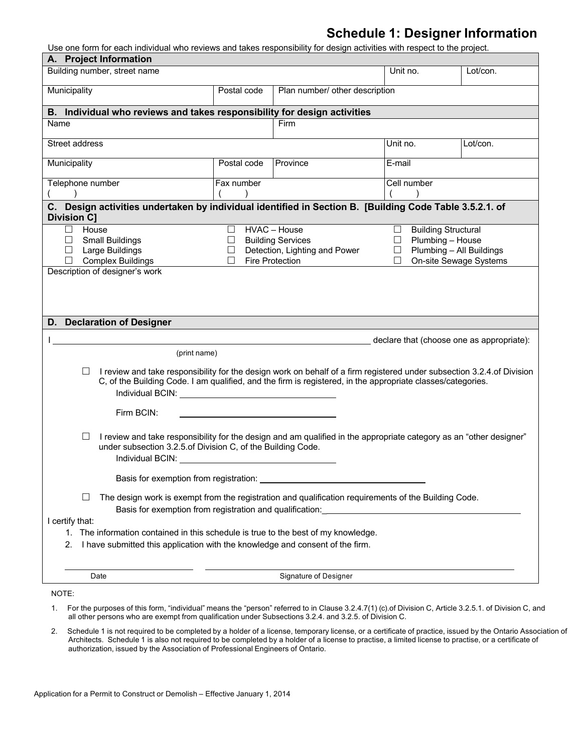# Schedule 1: Designer Information

Use one form for each individual who reviews and takes responsibility for design activities with respect to the project.

## A. Project Information

| Building number, street name | | Unit no. | Lot/con. |
|---|---|---|---|
| Municipality | Postal code | Plan number/ other description | |

## B. Individual who reviews and takes responsibility for design activities

| Name | | Firm | | |
|---|---|---|---|---|
| Street address | | | Unit no. | Lot/con. |
| Municipality | Postal code | Province | E-mail | |
| Telephone number ( ) | Fax number ( ) | | Cell number ( ) | |

## C. Design activities undertaken by individual identified in Section B. [Building Code Table 3.5.2.1. of Division C]

| | | |
|---|---|---|
| ☐ House | ☐ HVAC – House | ☐ Building Structural |
| ☐ Small Buildings | ☐ Building Services | ☐ Plumbing – House |
| ☐ Large Buildings | ☐ Detection, Lighting and Power | ☐ Plumbing – All Buildings |
| ☐ Complex Buildings | ☐ Fire Protection | ☐ On-site Sewage Systems |

Description of designer's work

## D. Declaration of Designer

I ______________________________ declare that (choose one as appropriate):
(print name)

☐ I review and take responsibility for the design work on behalf of a firm registered under subsection 3.2.4.of Division C, of the Building Code. I am qualified, and the firm is registered, in the appropriate classes/categories.

Individual BCIN: ______________________

Firm BCIN: ______________________

☐ I review and take responsibility for the design and am qualified in the appropriate category as an "other designer" under subsection 3.2.5.of Division C, of the Building Code.

Individual BCIN: ______________________

Basis for exemption from registration: ______________________

☐ The design work is exempt from the registration and qualification requirements of the Building Code.

Basis for exemption from registration and qualification: ______________________

I certify that:

1. The information contained in this schedule is true to the best of my knowledge.
2. I have submitted this application with the knowledge and consent of the firm.

______________________ Date

______________________ Signature of Designer

NOTE:

1. For the purposes of this form, "individual" means the "person" referred to in Clause 3.2.4.7(1) (c).of Division C, Article 3.2.5.1. of Division C, and all other persons who are exempt from qualification under Subsections 3.2.4. and 3.2.5. of Division C.
2. Schedule 1 is not required to be completed by a holder of a license, temporary license, or a certificate of practice, issued by the Ontario Association of Architects. Schedule 1 is also not required to be completed by a holder of a license to practise, a limited license to practise, or a certificate of authorization, issued by the Association of Professional Engineers of Ontario.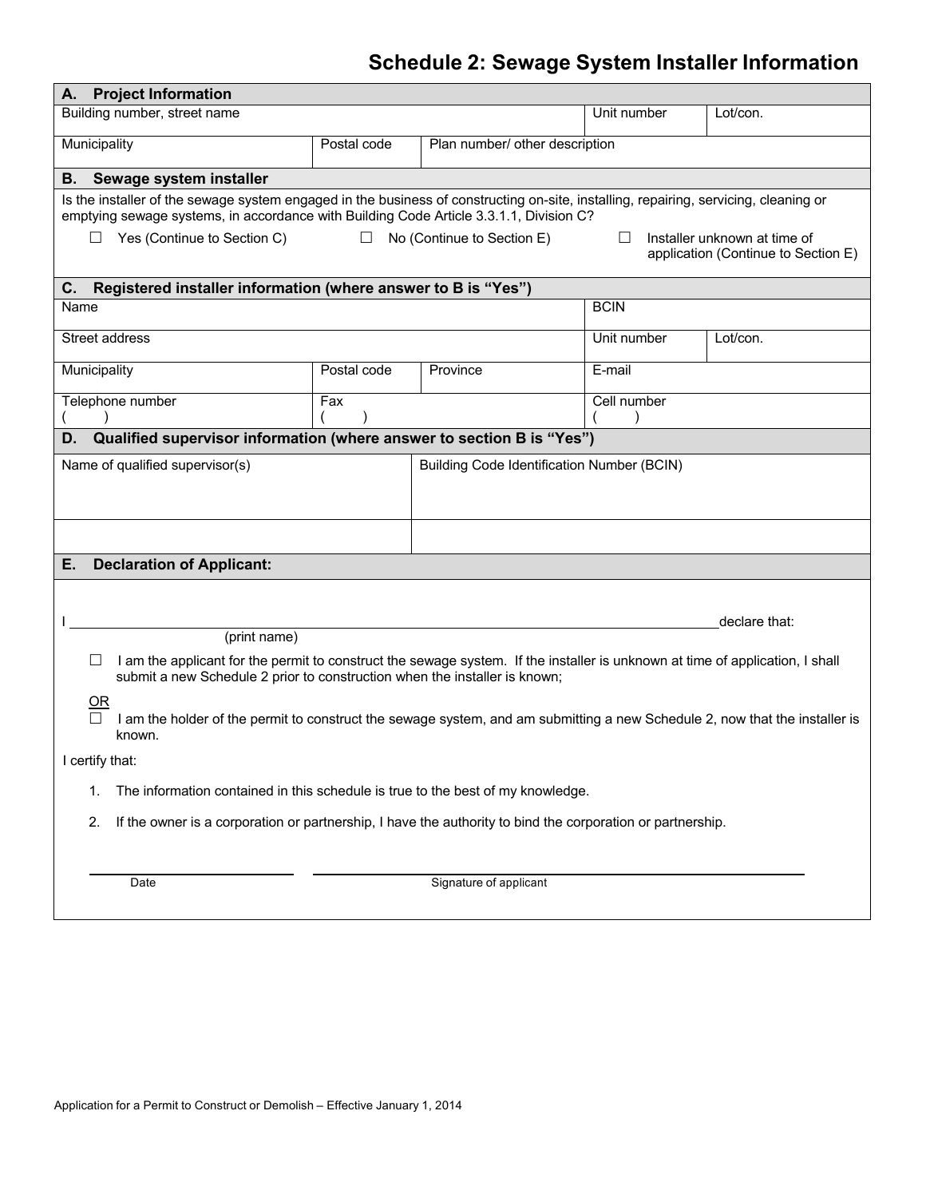# Schedule 2: Sewage System Installer Information

| **A. Project Information** | | | | |
|---|---|---|---|---|
| Building number, street name | | | Unit number | Lot/con. |
| Municipality | Postal code | Plan number/ other description | | |

## B. Sewage system installer

Is the installer of the sewage system engaged in the business of constructing on-site, installing, repairing, servicing, cleaning or emptying sewage systems, in accordance with Building Code Article 3.3.1.1, Division C?

☐ Yes (Continue to Section C) ☐ No (Continue to Section E) ☐ Installer unknown at time of application (Continue to Section E)

| **C. Registered installer information (where answer to B is "Yes")** | | | | |
|---|---|---|---|---|
| Name | | | BCIN | |
| Street address | | | Unit number | Lot/con. |
| Municipality | Postal code | Province | E-mail | |
| Telephone number ( ) | Fax ( ) | | Cell number ( ) | |

| **D. Qualified supervisor information (where answer to section B is "Yes")** | |
|---|---|
| Name of qualified supervisor(s) | Building Code Identification Number (BCIN) |
| | |

## E. Declaration of Applicant:

I ______________________________ declare that:
(print name)

☐ I am the applicant for the permit to construct the sewage system. If the installer is unknown at time of application, I shall submit a new Schedule 2 prior to construction when the installer is known;

OR

☐ I am the holder of the permit to construct the sewage system, and am submitting a new Schedule 2, now that the installer is known.

I certify that:

1. The information contained in this schedule is true to the best of my knowledge.
2. If the owner is a corporation or partnership, I have the authority to bind the corporation or partnership.

_____________________ Date

_____________________ Signature of applicant

Application for a Permit to Construct or Demolish – Effective January 1, 2014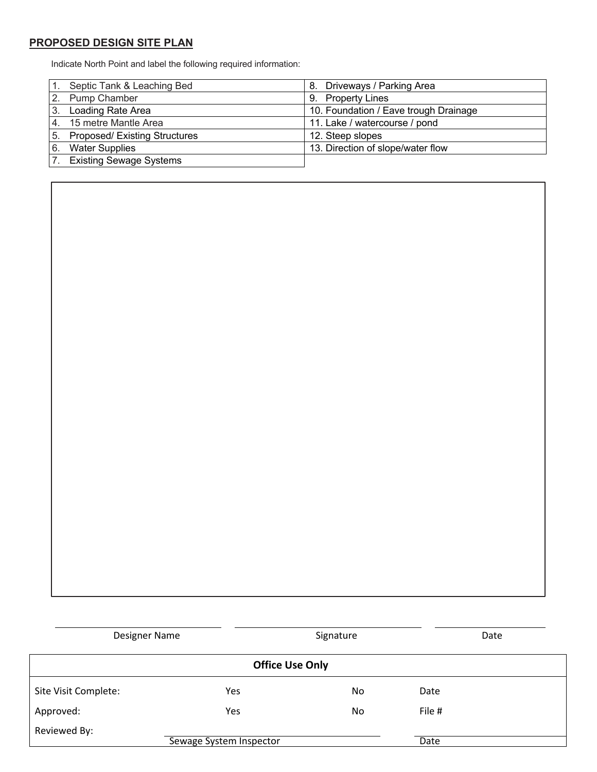## PROPOSED DESIGN SITE PLAN

Indicate North Point and label the following required information:

| | |
|---|---|
| 1. Septic Tank & Leaching Bed | 8. Driveways / Parking Area |
| 2. Pump Chamber | 9. Property Lines |
| 3. Loading Rate Area | 10. Foundation / Eave trough Drainage |
| 4. 15 metre Mantle Area | 11. Lake / watercourse / pond |
| 5. Proposed/ Existing Structures | 12. Steep slopes |
| 6. Water Supplies | 13. Direction of slope/water flow |
| 7. Existing Sewage Systems | |

Designer Name ____________ Signature ____________ Date ____________

| Office Use Only | | | |
|---|---|---|---|
| Site Visit Complete: | Yes | No | Date |
| Approved: | Yes | No | File # |
| Reviewed By: | Sewage System Inspector | | Date |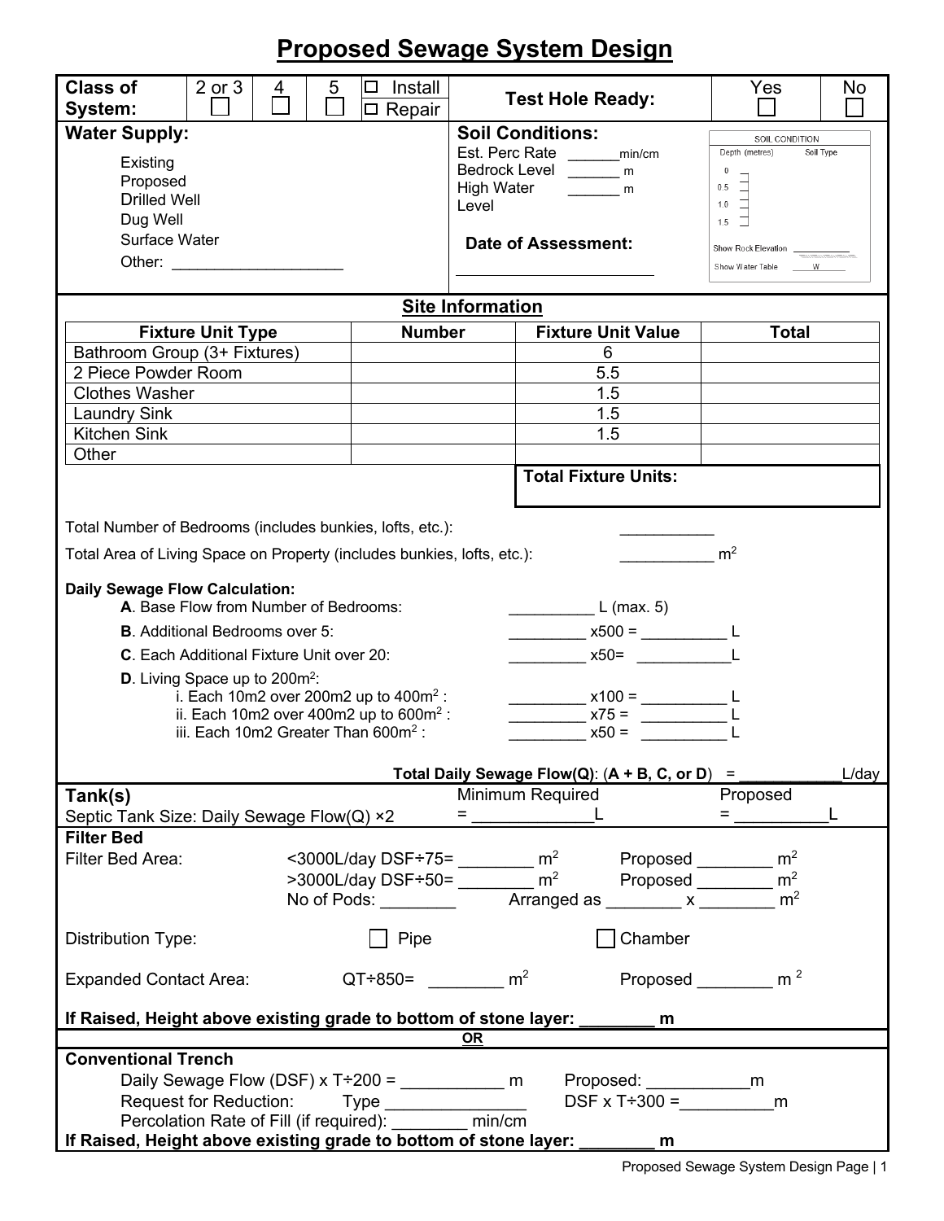# Proposed Sewage System Design

| Class of System: | 2 or 3 ☐ | 4 ☐ | 5 ☐ | ☐ Install ☐ Repair | Test Hole Ready: | Yes ☐ | No ☐ |
|---|---|---|---|---|---|---|---|

**Water Supply:**

- Existing
- Proposed
- Drilled Well
- Dug Well
- Surface Water
- Other: ____________________

**Soil Conditions:**

Est. Perc Rate ______min/cm
Bedrock Level ______ m
High Water Level ______ m

**Date of Assessment:**

________________________

| SOIL CONDITION | |
|---|---|
| Depth (metres) | Soil Type |
| 0 | |
| 0.5 | |
| 1.0 | |
| 1.5 | |

Show Rock Elevation __________
Show Water Table ____W____

## Site Information

| Fixture Unit Type | Number | Fixture Unit Value | Total |
|---|---|---|---|
| Bathroom Group (3+ Fixtures) | | 6 | |
| 2 Piece Powder Room | | 5.5 | |
| Clothes Washer | | 1.5 | |
| Laundry Sink | | 1.5 | |
| Kitchen Sink | | 1.5 | |
| Other | | | |
| | | **Total Fixture Units:** | |

Total Number of Bedrooms (includes bunkies, lofts, etc.): ___________

Total Area of Living Space on Property (includes bunkies, lofts, etc.): ___________ $m^2$

**Daily Sewage Flow Calculation:**

**A**. Base Flow from Number of Bedrooms: __________ L (max. 5)

**B**. Additional Bedrooms over 5: _________ x500 = __________ L

**C**. Each Additional Fixture Unit over 20: _________ x50= ___________L

**D**. Living Space up to 200$m^2$:

- i. Each 10m2 over 200m2 up to 400$m^2$ : _________ x100 = __________ L
- ii. Each 10m2 over 400m2 up to 600$m^2$ : _________ x75 = __________ L
- iii. Each 10m2 Greater Than 600$m^2$ : _________ x50 = __________ L

**Total Daily Sewage Flow(Q)**: (**A + B, C, or D**) = ___________L/day

**Tank(s)**

Septic Tank Size: Daily Sewage Flow(Q) ×2 — Minimum Required = _____________L — Proposed = __________L

**Filter Bed**

Filter Bed Area:
- <3000L/day DSF÷75= ________ $m^2$ — Proposed ________ $m^2$
- >3000L/day DSF÷50= ________ $m^2$ — Proposed ________ $m^2$
- No of Pods: ________ — Arranged as ________ x ________ $m^2$

Distribution Type: ☐ Pipe ☐ Chamber

Expanded Contact Area: QT÷850= ________ $m^2$ — Proposed ________ $m^2$

**If Raised, Height above existing grade to bottom of stone layer: ________ m**

**OR**

**Conventional Trench**

Daily Sewage Flow (DSF) x T÷200 = ___________ m — Proposed: ___________m

Request for Reduction: Type _______________ — DSF x T÷300 =__________m

Percolation Rate of Fill (if required): ________ min/cm

**If Raised, Height above existing grade to bottom of stone layer: ________ m**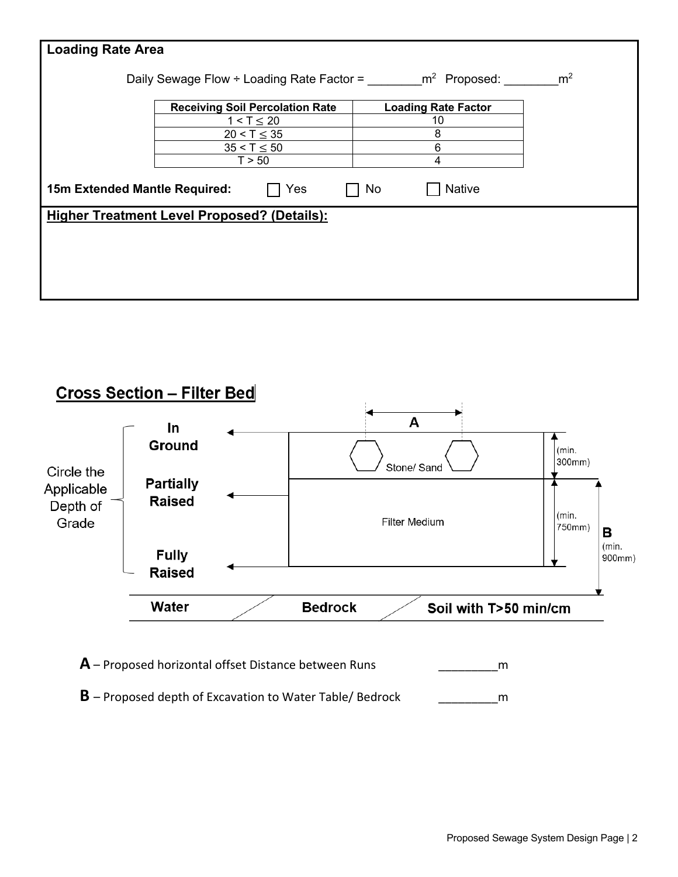## Loading Rate Area

Daily Sewage Flow ÷ Loading Rate Factor = ________$m^2$ Proposed: ________$m^2$

| Receiving Soil Percolation Rate | Loading Rate Factor |
|---|---|
| $1 < T \leq 20$ | 10 |
| $20 < T \leq 35$ | 8 |
| $35 < T \leq 50$ | 6 |
| $T > 50$ | 4 |

**15m Extended Mantle Required:** ☐ Yes ☐ No ☐ Native

**Higher Treatment Level Proposed? (Details):**

## Cross Section – Filter Bed

Circle the Applicable Depth of Grade

**In Ground**

**Partially Raised**

**Fully Raised**

A

Stone/ Sand (min. 300mm)

Filter Medium (min. 750mm)

B (min. 900mm)

**Water** **Bedrock** **Soil with T>50 min/cm**

**A** – Proposed horizontal offset Distance between Runs ________m

**B** – Proposed depth of Excavation to Water Table/ Bedrock ________m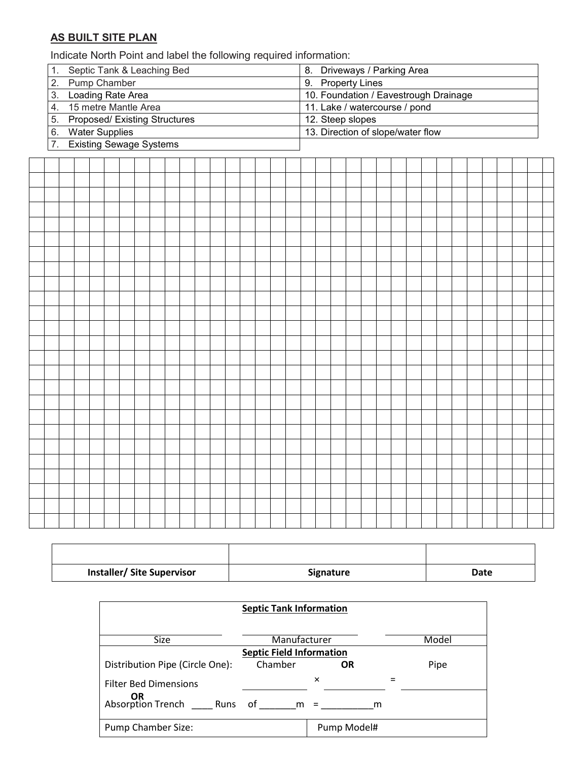## AS BUILT SITE PLAN

Indicate North Point and label the following required information:

| | |
|---|---|
| 1. Septic Tank & Leaching Bed | 8. Driveways / Parking Area |
| 2. Pump Chamber | 9. Property Lines |
| 3. Loading Rate Area | 10. Foundation / Eavestrough Drainage |
| 4. 15 metre Mantle Area | 11. Lake / watercourse / pond |
| 5. Proposed/ Existing Structures | 12. Steep slopes |
| 6. Water Supplies | 13. Direction of slope/water flow |
| 7. Existing Sewage Systems | |

| | | |
|---|---|---|
| | | |
| **Installer/ Site Supervisor** | **Signature** | **Date** |

**Septic Tank Information**

| Size | Manufacturer | Model |
|---|---|---|
| | | |

**Septic Field Information**

Distribution Pipe (Circle One): Chamber **OR** Pipe

Filter Bed Dimensions ____________ × ____________ = ____________

**OR**

Absorption Trench ____ Runs of _______m = __________m

| | |
|---|---|
| Pump Chamber Size: | Pump Model# |